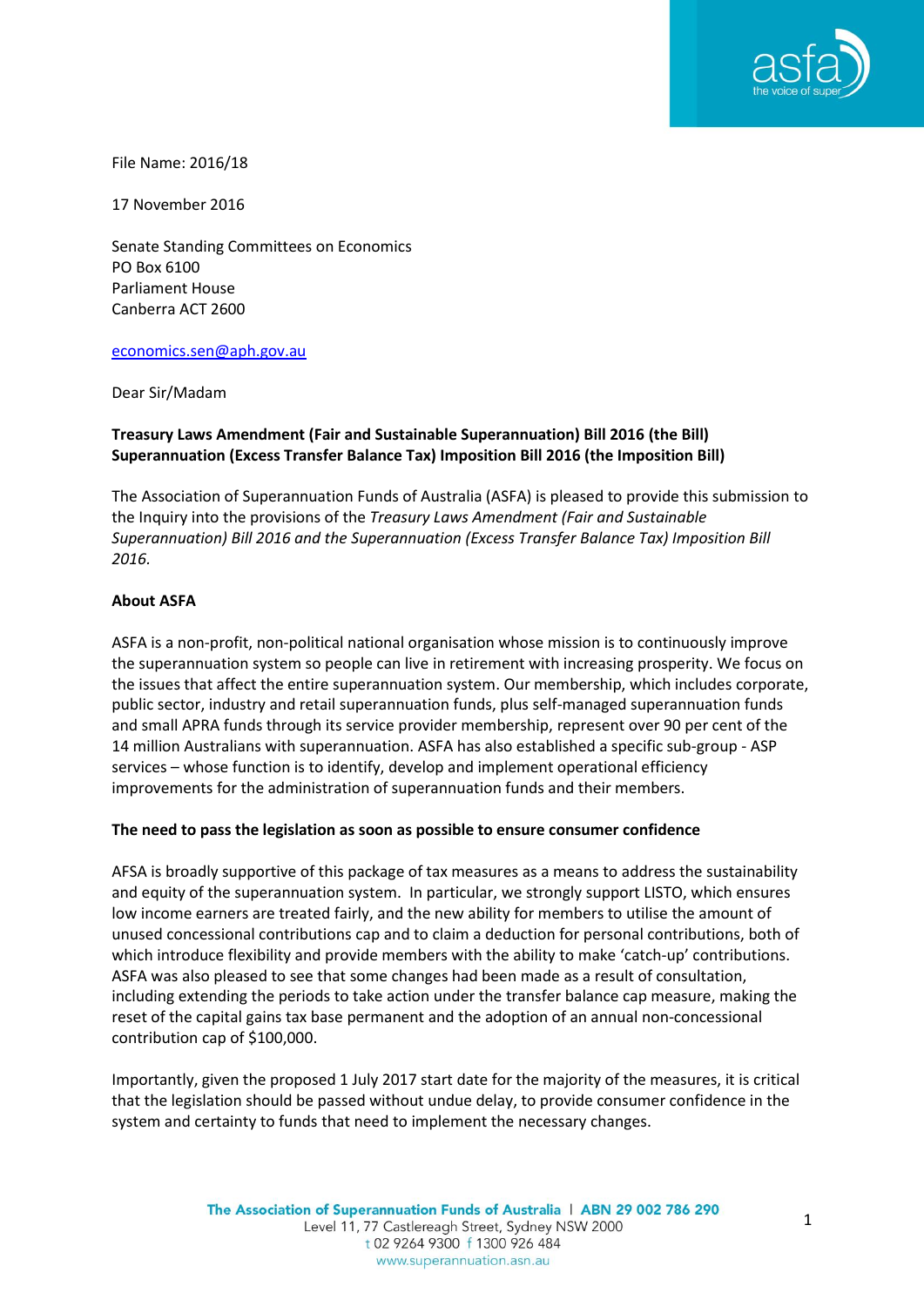File Name: 2016/18

17 November 2016

Senate Standing Committees on Economics
PO Box 6100
Parliament House
Canberra ACT 2600

economics.sen@aph.gov.au

Dear Sir/Madam

**Treasury Laws Amendment (Fair and Sustainable Superannuation) Bill 2016 (the Bill)**
**Superannuation (Excess Transfer Balance Tax) Imposition Bill 2016 (the Imposition Bill)**

The Association of Superannuation Funds of Australia (ASFA) is pleased to provide this submission to the Inquiry into the provisions of the *Treasury Laws Amendment (Fair and Sustainable Superannuation) Bill 2016 and the Superannuation (Excess Transfer Balance Tax) Imposition Bill 2016.*

**About ASFA**

ASFA is a non-profit, non-political national organisation whose mission is to continuously improve the superannuation system so people can live in retirement with increasing prosperity. We focus on the issues that affect the entire superannuation system. Our membership, which includes corporate, public sector, industry and retail superannuation funds, plus self-managed superannuation funds and small APRA funds through its service provider membership, represent over 90 per cent of the 14 million Australians with superannuation. ASFA has also established a specific sub-group - ASP services – whose function is to identify, develop and implement operational efficiency improvements for the administration of superannuation funds and their members.

**The need to pass the legislation as soon as possible to ensure consumer confidence**

AFSA is broadly supportive of this package of tax measures as a means to address the sustainability and equity of the superannuation system. In particular, we strongly support LISTO, which ensures low income earners are treated fairly, and the new ability for members to utilise the amount of unused concessional contributions cap and to claim a deduction for personal contributions, both of which introduce flexibility and provide members with the ability to make 'catch-up' contributions. ASFA was also pleased to see that some changes had been made as a result of consultation, including extending the periods to take action under the transfer balance cap measure, making the reset of the capital gains tax base permanent and the adoption of an annual non-concessional contribution cap of $100,000.

Importantly, given the proposed 1 July 2017 start date for the majority of the measures, it is critical that the legislation should be passed without undue delay, to provide consumer confidence in the system and certainty to funds that need to implement the necessary changes.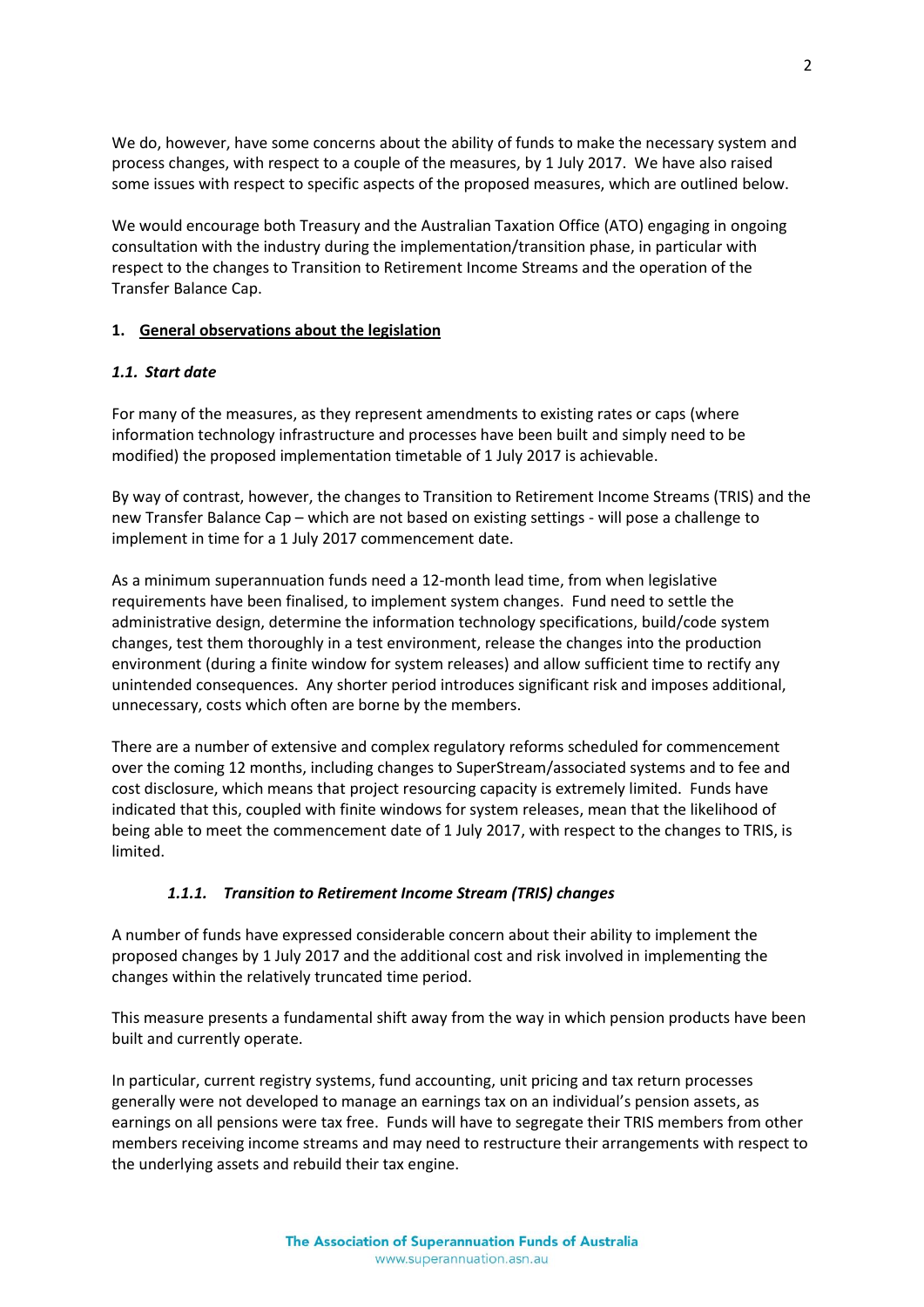We do, however, have some concerns about the ability of funds to make the necessary system and process changes, with respect to a couple of the measures, by 1 July 2017. We have also raised some issues with respect to specific aspects of the proposed measures, which are outlined below.

We would encourage both Treasury and the Australian Taxation Office (ATO) engaging in ongoing consultation with the industry during the implementation/transition phase, in particular with respect to the changes to Transition to Retirement Income Streams and the operation of the Transfer Balance Cap.

## 1. General observations about the legislation

### *1.1. Start date*

For many of the measures, as they represent amendments to existing rates or caps (where information technology infrastructure and processes have been built and simply need to be modified) the proposed implementation timetable of 1 July 2017 is achievable.

By way of contrast, however, the changes to Transition to Retirement Income Streams (TRIS) and the new Transfer Balance Cap – which are not based on existing settings - will pose a challenge to implement in time for a 1 July 2017 commencement date.

As a minimum superannuation funds need a 12-month lead time, from when legislative requirements have been finalised, to implement system changes. Fund need to settle the administrative design, determine the information technology specifications, build/code system changes, test them thoroughly in a test environment, release the changes into the production environment (during a finite window for system releases) and allow sufficient time to rectify any unintended consequences. Any shorter period introduces significant risk and imposes additional, unnecessary, costs which often are borne by the members.

There are a number of extensive and complex regulatory reforms scheduled for commencement over the coming 12 months, including changes to SuperStream/associated systems and to fee and cost disclosure, which means that project resourcing capacity is extremely limited. Funds have indicated that this, coupled with finite windows for system releases, mean that the likelihood of being able to meet the commencement date of 1 July 2017, with respect to the changes to TRIS, is limited.

#### *1.1.1. Transition to Retirement Income Stream (TRIS) changes*

A number of funds have expressed considerable concern about their ability to implement the proposed changes by 1 July 2017 and the additional cost and risk involved in implementing the changes within the relatively truncated time period.

This measure presents a fundamental shift away from the way in which pension products have been built and currently operate.

In particular, current registry systems, fund accounting, unit pricing and tax return processes generally were not developed to manage an earnings tax on an individual's pension assets, as earnings on all pensions were tax free. Funds will have to segregate their TRIS members from other members receiving income streams and may need to restructure their arrangements with respect to the underlying assets and rebuild their tax engine.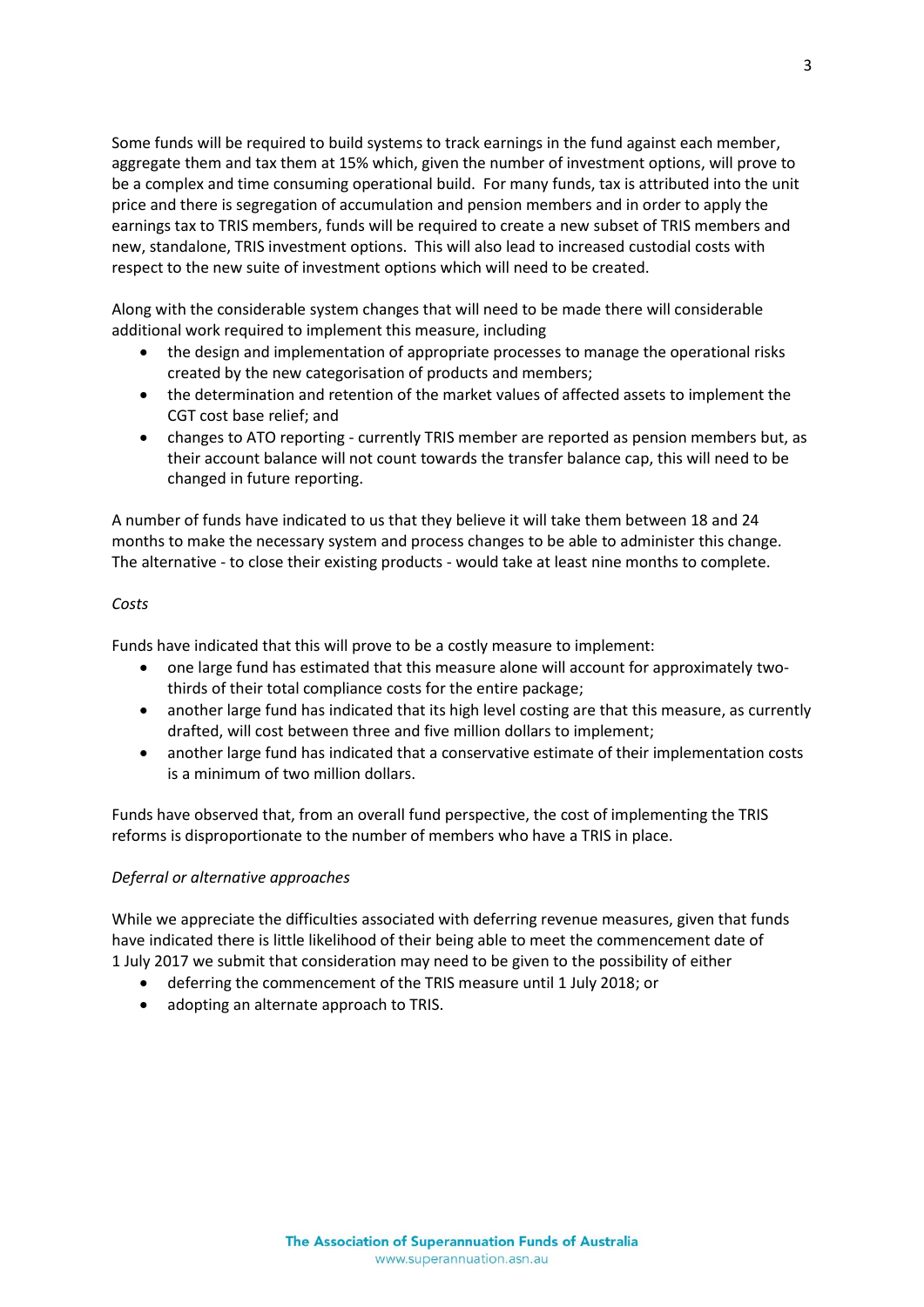Some funds will be required to build systems to track earnings in the fund against each member, aggregate them and tax them at 15% which, given the number of investment options, will prove to be a complex and time consuming operational build. For many funds, tax is attributed into the unit price and there is segregation of accumulation and pension members and in order to apply the earnings tax to TRIS members, funds will be required to create a new subset of TRIS members and new, standalone, TRIS investment options. This will also lead to increased custodial costs with respect to the new suite of investment options which will need to be created.

Along with the considerable system changes that will need to be made there will considerable additional work required to implement this measure, including

- the design and implementation of appropriate processes to manage the operational risks created by the new categorisation of products and members;
- the determination and retention of the market values of affected assets to implement the CGT cost base relief; and
- changes to ATO reporting - currently TRIS member are reported as pension members but, as their account balance will not count towards the transfer balance cap, this will need to be changed in future reporting.

A number of funds have indicated to us that they believe it will take them between 18 and 24 months to make the necessary system and process changes to be able to administer this change. The alternative - to close their existing products - would take at least nine months to complete.

*Costs*

Funds have indicated that this will prove to be a costly measure to implement:

- one large fund has estimated that this measure alone will account for approximately two-thirds of their total compliance costs for the entire package;
- another large fund has indicated that its high level costing are that this measure, as currently drafted, will cost between three and five million dollars to implement;
- another large fund has indicated that a conservative estimate of their implementation costs is a minimum of two million dollars.

Funds have observed that, from an overall fund perspective, the cost of implementing the TRIS reforms is disproportionate to the number of members who have a TRIS in place.

*Deferral or alternative approaches*

While we appreciate the difficulties associated with deferring revenue measures, given that funds have indicated there is little likelihood of their being able to meet the commencement date of 1 July 2017 we submit that consideration may need to be given to the possibility of either

- deferring the commencement of the TRIS measure until 1 July 2018; or
- adopting an alternate approach to TRIS.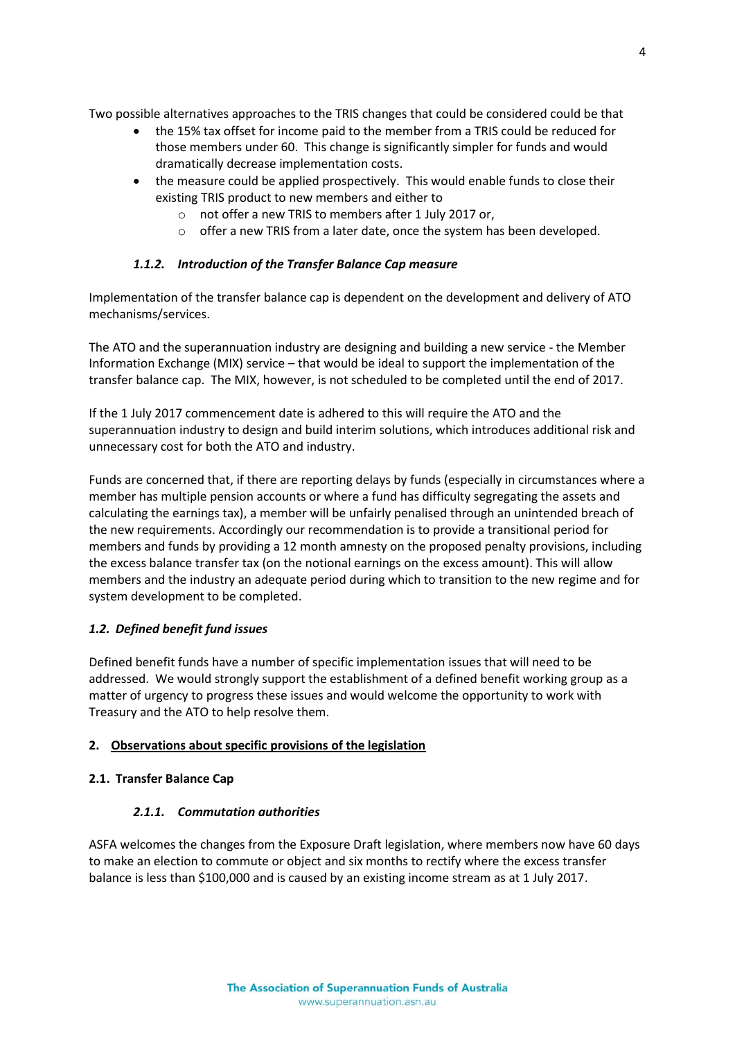Two possible alternatives approaches to the TRIS changes that could be considered could be that

- the 15% tax offset for income paid to the member from a TRIS could be reduced for those members under 60. This change is significantly simpler for funds and would dramatically decrease implementation costs.
- the measure could be applied prospectively. This would enable funds to close their existing TRIS product to new members and either to
  - not offer a new TRIS to members after 1 July 2017 or,
  - offer a new TRIS from a later date, once the system has been developed.

#### *1.1.2. Introduction of the Transfer Balance Cap measure*

Implementation of the transfer balance cap is dependent on the development and delivery of ATO mechanisms/services.

The ATO and the superannuation industry are designing and building a new service - the Member Information Exchange (MIX) service – that would be ideal to support the implementation of the transfer balance cap. The MIX, however, is not scheduled to be completed until the end of 2017.

If the 1 July 2017 commencement date is adhered to this will require the ATO and the superannuation industry to design and build interim solutions, which introduces additional risk and unnecessary cost for both the ATO and industry.

Funds are concerned that, if there are reporting delays by funds (especially in circumstances where a member has multiple pension accounts or where a fund has difficulty segregating the assets and calculating the earnings tax), a member will be unfairly penalised through an unintended breach of the new requirements. Accordingly our recommendation is to provide a transitional period for members and funds by providing a 12 month amnesty on the proposed penalty provisions, including the excess balance transfer tax (on the notional earnings on the excess amount). This will allow members and the industry an adequate period during which to transition to the new regime and for system development to be completed.

### *1.2. Defined benefit fund issues*

Defined benefit funds have a number of specific implementation issues that will need to be addressed. We would strongly support the establishment of a defined benefit working group as a matter of urgency to progress these issues and would welcome the opportunity to work with Treasury and the ATO to help resolve them.

## 2. Observations about specific provisions of the legislation

### 2.1. Transfer Balance Cap

#### *2.1.1. Commutation authorities*

ASFA welcomes the changes from the Exposure Draft legislation, where members now have 60 days to make an election to commute or object and six months to rectify where the excess transfer balance is less than $100,000 and is caused by an existing income stream as at 1 July 2017.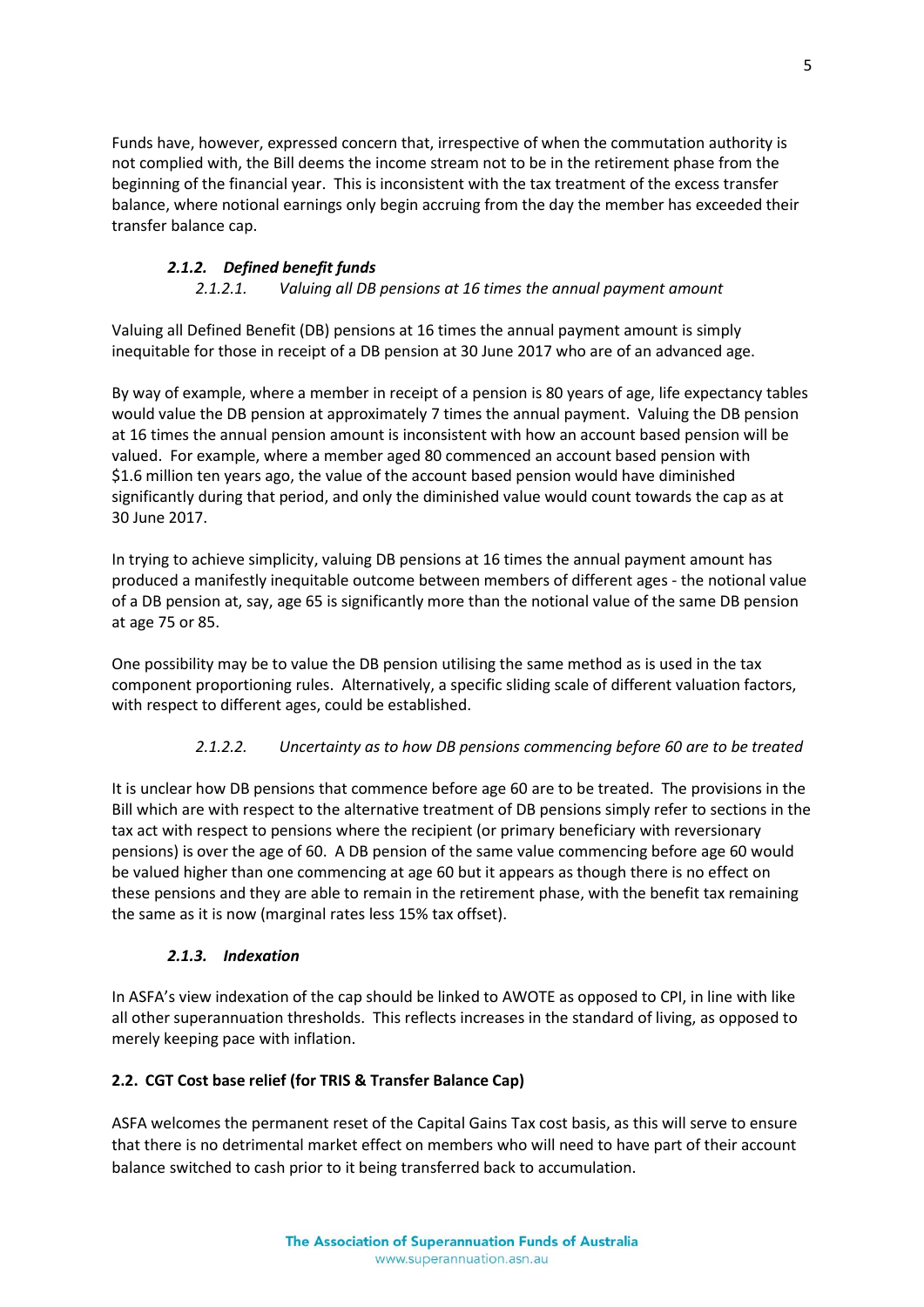Funds have, however, expressed concern that, irrespective of when the commutation authority is not complied with, the Bill deems the income stream not to be in the retirement phase from the beginning of the financial year. This is inconsistent with the tax treatment of the excess transfer balance, where notional earnings only begin accruing from the day the member has exceeded their transfer balance cap.

#### *2.1.2. Defined benefit funds*

##### *2.1.2.1. Valuing all DB pensions at 16 times the annual payment amount*

Valuing all Defined Benefit (DB) pensions at 16 times the annual payment amount is simply inequitable for those in receipt of a DB pension at 30 June 2017 who are of an advanced age.

By way of example, where a member in receipt of a pension is 80 years of age, life expectancy tables would value the DB pension at approximately 7 times the annual payment. Valuing the DB pension at 16 times the annual pension amount is inconsistent with how an account based pension will be valued. For example, where a member aged 80 commenced an account based pension with $1.6 million ten years ago, the value of the account based pension would have diminished significantly during that period, and only the diminished value would count towards the cap as at 30 June 2017.

In trying to achieve simplicity, valuing DB pensions at 16 times the annual payment amount has produced a manifestly inequitable outcome between members of different ages - the notional value of a DB pension at, say, age 65 is significantly more than the notional value of the same DB pension at age 75 or 85.

One possibility may be to value the DB pension utilising the same method as is used in the tax component proportioning rules. Alternatively, a specific sliding scale of different valuation factors, with respect to different ages, could be established.

##### *2.1.2.2. Uncertainty as to how DB pensions commencing before 60 are to be treated*

It is unclear how DB pensions that commence before age 60 are to be treated. The provisions in the Bill which are with respect to the alternative treatment of DB pensions simply refer to sections in the tax act with respect to pensions where the recipient (or primary beneficiary with reversionary pensions) is over the age of 60. A DB pension of the same value commencing before age 60 would be valued higher than one commencing at age 60 but it appears as though there is no effect on these pensions and they are able to remain in the retirement phase, with the benefit tax remaining the same as it is now (marginal rates less 15% tax offset).

#### *2.1.3. Indexation*

In ASFA's view indexation of the cap should be linked to AWOTE as opposed to CPI, in line with like all other superannuation thresholds. This reflects increases in the standard of living, as opposed to merely keeping pace with inflation.

### **2.2. CGT Cost base relief (for TRIS & Transfer Balance Cap)**

ASFA welcomes the permanent reset of the Capital Gains Tax cost basis, as this will serve to ensure that there is no detrimental market effect on members who will need to have part of their account balance switched to cash prior to it being transferred back to accumulation.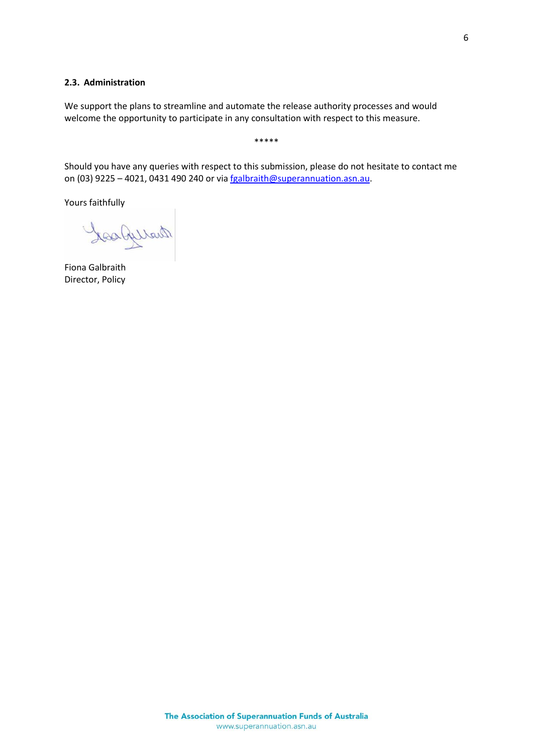### 2.3. Administration

We support the plans to streamline and automate the release authority processes and would welcome the opportunity to participate in any consultation with respect to this measure.

*****

Should you have any queries with respect to this submission, please do not hesitate to contact me on (03) 9225 – 4021, 0431 490 240 or via fgalbraith@superannuation.asn.au.

Yours faithfully

Fiona Galbraith
Director, Policy